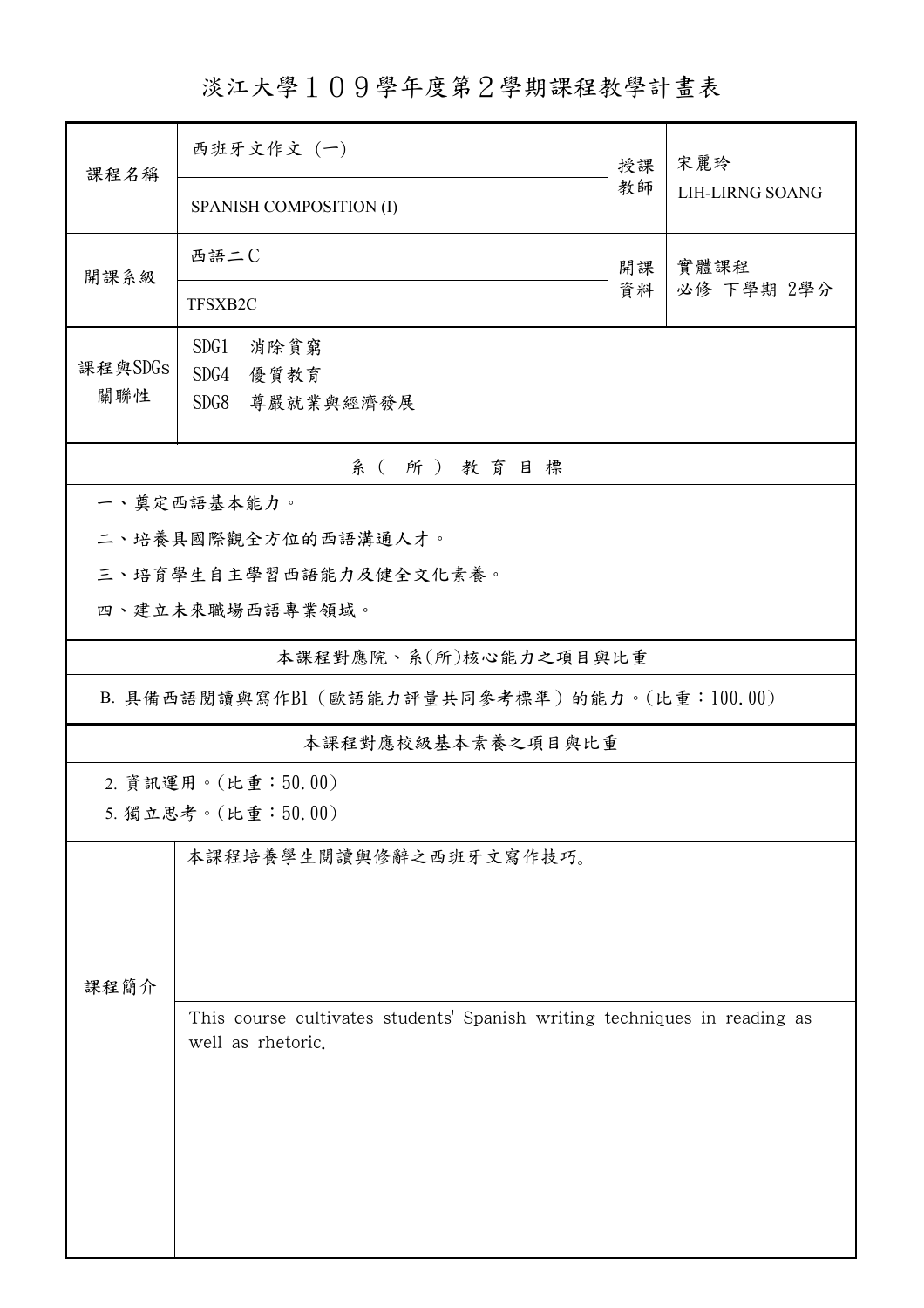# 淡江大學１０９學年度第２學期課程教學計畫表

| | | | |
|---|---|---|---|
| 課程名稱 | 西班牙文作文 (一)<br>SPANISH COMPOSITION (I) | 授課教師 | 宋麗玲<br>LIH-LIRNG SOANG |
| 開課系級 | 西語二Ｃ<br>TFSXB2C | 開課資料 | 實體課程<br>必修 下學期 2學分 |
| 課程與SDGs關聯性 | SDG1 消除貧窮<br>SDG4 優質教育<br>SDG8 尊嚴就業與經濟發展 | | |

## 系（所）教育目標

一、奠定西語基本能力。

二、培養具國際觀全方位的西語溝通人才。

三、培育學生自主學習西語能力及健全文化素養。

四、建立未來職場西語專業領域。

## 本課程對應院、系(所)核心能力之項目與比重

B. 具備西語閱讀與寫作B1（歐語能力評量共同參考標準）的能力。(比重：100.00)

## 本課程對應校級基本素養之項目與比重

2. 資訊運用。(比重：50.00)

5. 獨立思考。(比重：50.00)

## 課程簡介

本課程培養學生閱讀與修辭之西班牙文寫作技巧。

This course cultivates students' Spanish writing techniques in reading as well as rhetoric.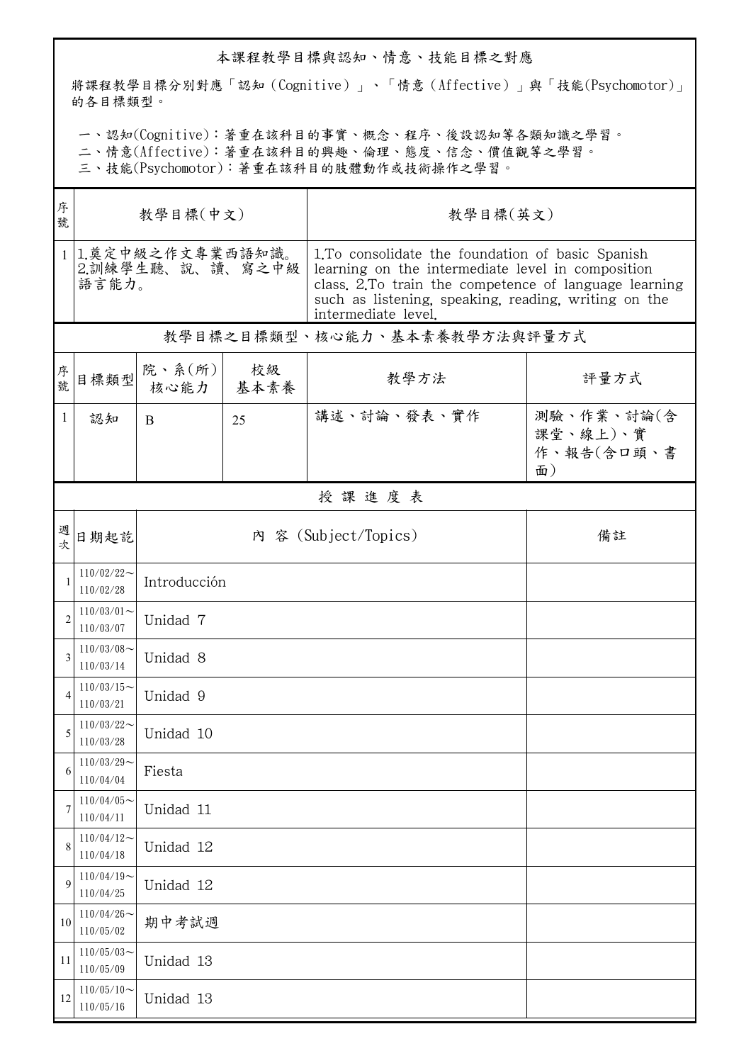## 本課程教學目標與認知、情意、技能目標之對應

將課程教學目標分別對應「認知（Cognitive）」、「情意（Affective）」與「技能(Psychomotor)」的各目標類型。

一、認知(Cognitive)：著重在該科目的事實、概念、程序、後設認知等各類知識之學習。
二、情意(Affective)：著重在該科目的興趣、倫理、態度、信念、價值觀等之學習。
三、技能(Psychomotor)：著重在該科目的肢體動作或技術操作之學習。

| 序號 | 教學目標(中文) | 教學目標(英文) |
|---|---|---|
| 1 | 1.奠定中級之作文專業西語知識。 2.訓練學生聽、說、讀、寫之中級語言能力。 | 1.To consolidate the foundation of basic Spanish learning on the intermediate level in composition class. 2.To train the competence of language learning such as listening, speaking, reading, writing on the intermediate level. |

## 教學目標之目標類型、核心能力、基本素養教學方法與評量方式

| 序號 | 目標類型 | 院、系(所)核心能力 | 校級基本素養 | 教學方法 | 評量方式 |
|---|---|---|---|---|---|
| 1 | 認知 | B | 25 | 講述、討論、發表、實作 | 測驗、作業、討論(含課堂、線上)、實作、報告(含口頭、書面) |

## 授課進度表

| 週次 | 日期起訖 | 內 容 (Subject/Topics) | 備註 |
|---|---|---|---|
| 1 | 110/02/22～110/02/28 | Introducción | |
| 2 | 110/03/01～110/03/07 | Unidad 7 | |
| 3 | 110/03/08～110/03/14 | Unidad 8 | |
| 4 | 110/03/15～110/03/21 | Unidad 9 | |
| 5 | 110/03/22～110/03/28 | Unidad 10 | |
| 6 | 110/03/29～110/04/04 | Fiesta | |
| 7 | 110/04/05～110/04/11 | Unidad 11 | |
| 8 | 110/04/12～110/04/18 | Unidad 12 | |
| 9 | 110/04/19～110/04/25 | Unidad 12 | |
| 10 | 110/04/26～110/05/02 | 期中考試週 | |
| 11 | 110/05/03～110/05/09 | Unidad 13 | |
| 12 | 110/05/10～110/05/16 | Unidad 13 | |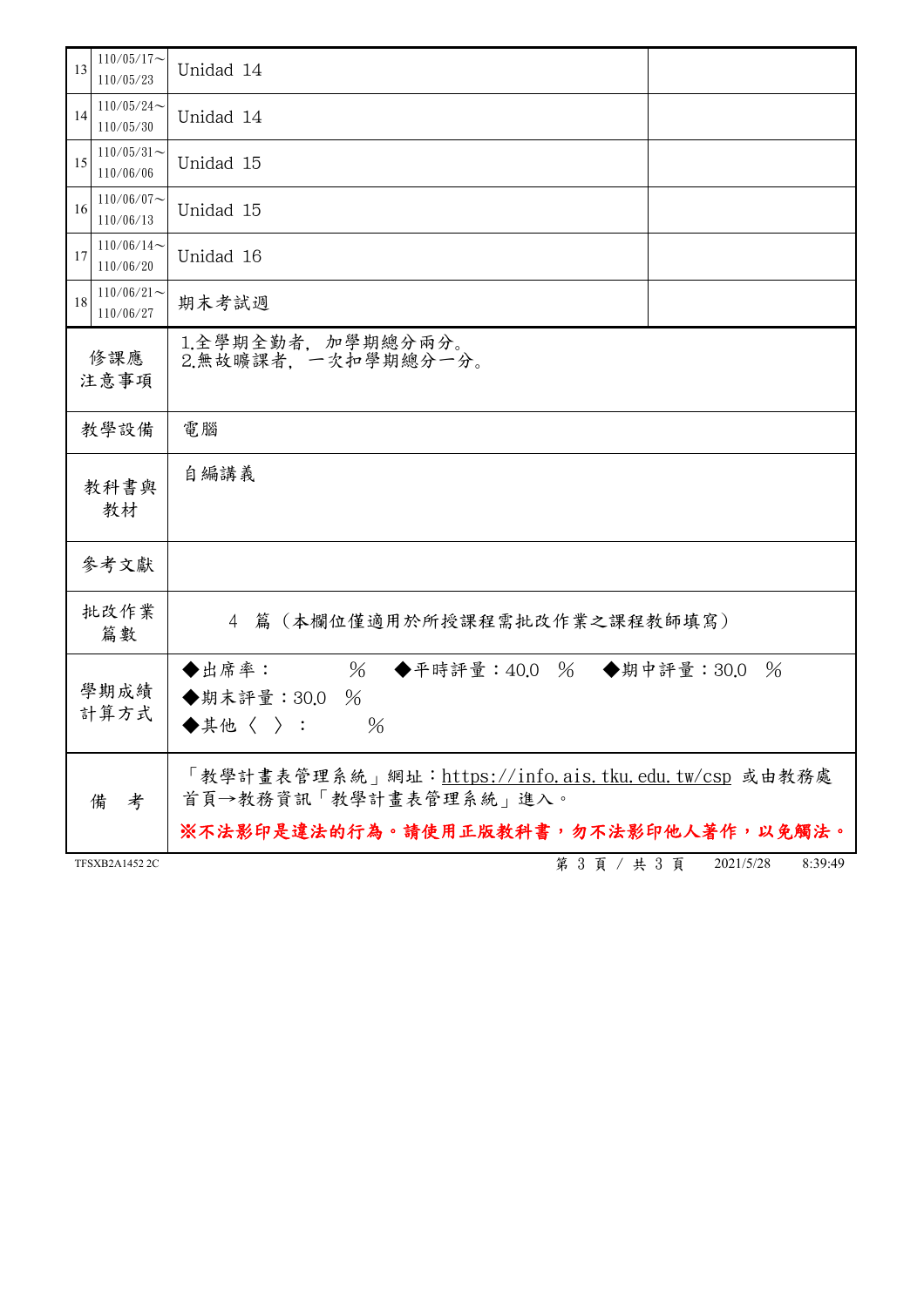| | | | |
|---|---|---|---|
| 13 | 110/05/17～<br>110/05/23 | Unidad 14 | |
| 14 | 110/05/24～<br>110/05/30 | Unidad 14 | |
| 15 | 110/05/31～<br>110/06/06 | Unidad 15 | |
| 16 | 110/06/07～<br>110/06/13 | Unidad 15 | |
| 17 | 110/06/14～<br>110/06/20 | Unidad 16 | |
| 18 | 110/06/21～<br>110/06/27 | 期末考試週 | |

| | |
|---|---|
| 修課應注意事項 | 1.全學期全勤者，加學期總分兩分。<br>2.無故曠課者，一次扣學期總分一分。 |
| 教學設備 | 電腦 |
| 教科書與教材 | 自編講義 |
| 參考文獻 | |
| 批改作業篇數 | 4 篇（本欄位僅適用於所授課程需批改作業之課程教師填寫） |
| 學期成績計算方式 | ◆出席率： ％ ◆平時評量：40.0 ％ ◆期中評量：30.0 ％<br>◆期末評量：30.0 ％<br>◆其他〈 〉： ％ |
| 備　考 | 「教學計畫表管理系統」網址：https://info.ais.tku.edu.tw/csp 或由教務處首頁→教務資訊「教學計畫表管理系統」進入。<br>**※不法影印是違法的行為。請使用正版教科書，勿不法影印他人著作，以免觸法。** |

TFSXB2A1452 2C　　2021/5/28　8:39:49